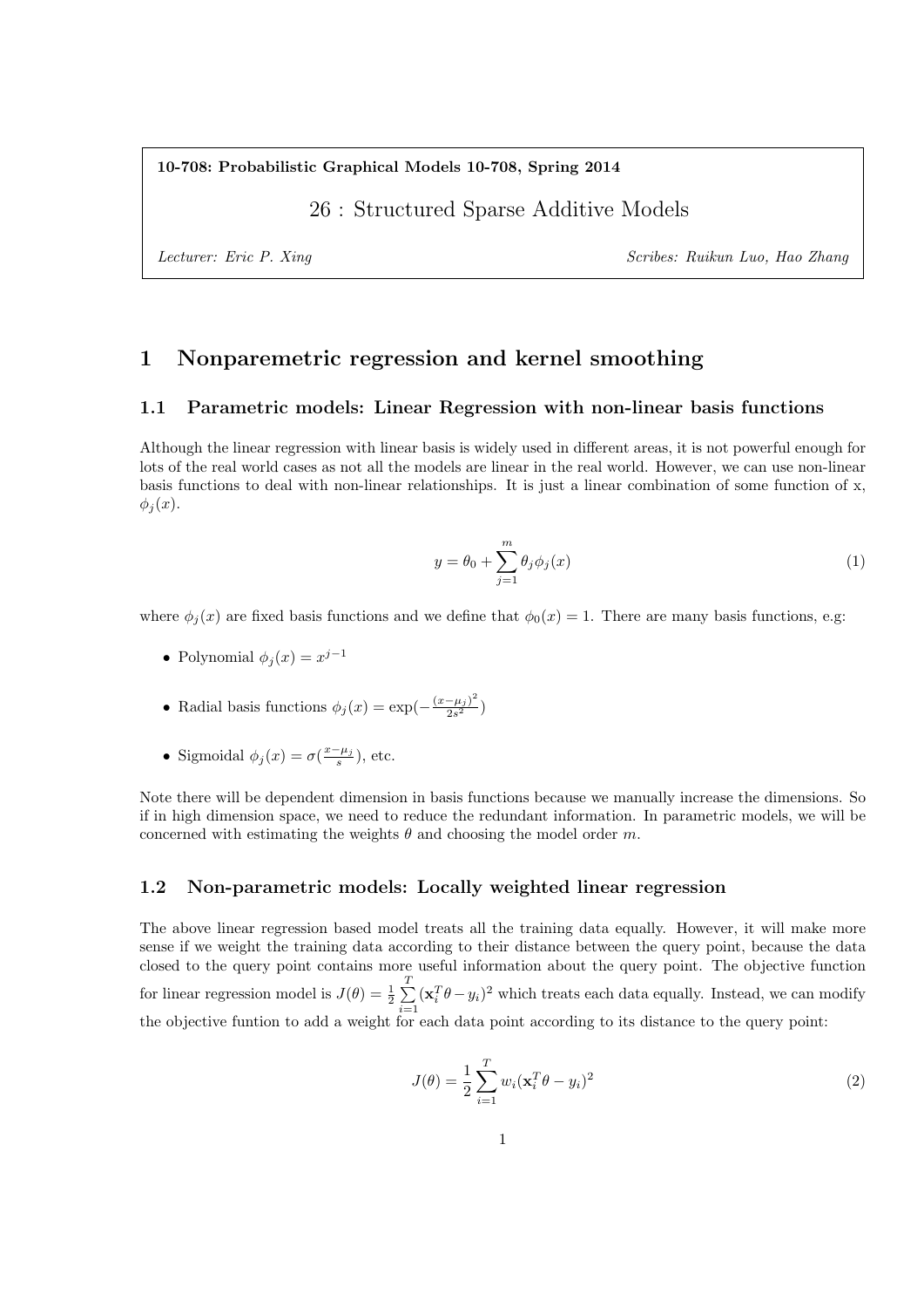**10-708: Probabilistic Graphical Models 10-708, Spring 2014**

# 26 : Structured Sparse Additive Models

*Lecturer: Eric P. Xing* *Scribes: Ruikun Luo, Hao Zhang*

## 1 Nonparemetric regression and kernel smoothing

### 1.1 Parametric models: Linear Regression with non-linear basis functions

Although the linear regression with linear basis is widely used in different areas, it is not powerful enough for lots of the real world cases as not all the models are linear in the real world. However, we can use non-linear basis functions to deal with non-linear relationships. It is just a linear combination of some function of x, $\phi_j(x)$.

$$y = \theta_0 + \sum_{j=1}^{m} \theta_j \phi_j(x) \tag{1}$$

where $\phi_j(x)$ are fixed basis functions and we define that $\phi_0(x) = 1$. There are many basis functions, e.g:

- Polynomial $\phi_j(x) = x^{j-1}$
- Radial basis functions $\phi_j(x) = \exp(-\frac{(x-\mu_j)^2}{2s^2})$
- Sigmoidal $\phi_j(x) = \sigma(\frac{x-\mu_j}{s})$, etc.

Note there will be dependent dimension in basis functions because we manually increase the dimensions. So if in high dimension space, we need to reduce the redundant information. In parametric models, we will be concerned with estimating the weights $\theta$ and choosing the model order $m$.

### 1.2 Non-parametric models: Locally weighted linear regression

The above linear regression based model treats all the training data equally. However, it will make more sense if we weight the training data according to their distance between the query point, because the data closed to the query point contains more useful information about the query point. The objective function for linear regression model is $J(\theta) = \frac{1}{2}\sum_{i=1}^{T}(\mathbf{x}_i^T\theta - y_i)^2$ which treats each data equally. Instead, we can modify the objective funtion to add a weight for each data point according to its distance to the query point:

$$J(\theta) = \frac{1}{2}\sum_{i=1}^{T} w_i(\mathbf{x}_i^T\theta - y_i)^2 \tag{2}$$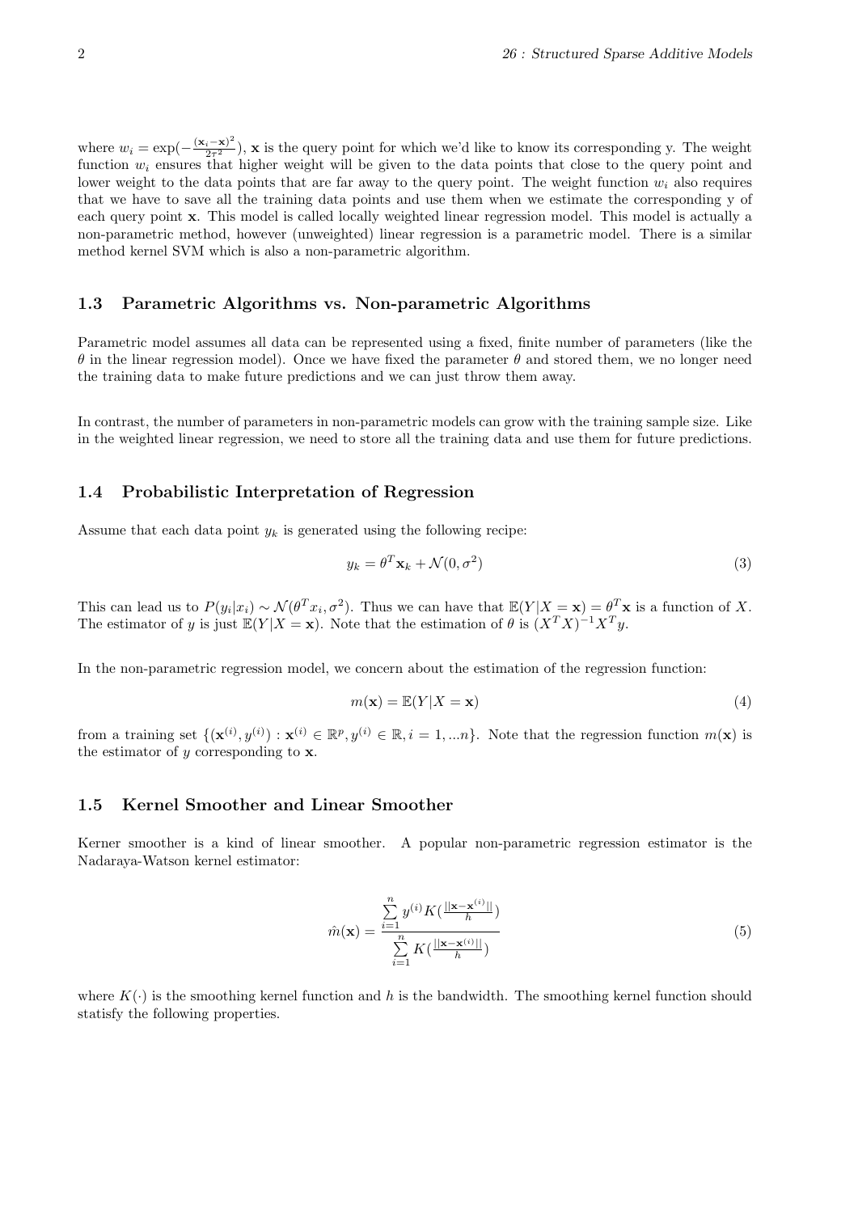where $w_i = \exp(-\frac{(\mathbf{x}_i - \mathbf{x})^2}{2\tau^2})$, $\mathbf{x}$ is the query point for which we'd like to know its corresponding y. The weight function $w_i$ ensures that higher weight will be given to the data points that close to the query point and lower weight to the data points that are far away to the query point. The weight function $w_i$ also requires that we have to save all the training data points and use them when we estimate the corresponding y of each query point $\mathbf{x}$. This model is called locally weighted linear regression model. This model is actually a non-parametric method, however (unweighted) linear regression is a parametric model. There is a similar method kernel SVM which is also a non-parametric algorithm.

### 1.3 Parametric Algorithms vs. Non-parametric Algorithms

Parametric model assumes all data can be represented using a fixed, finite number of parameters (like the $\theta$ in the linear regression model). Once we have fixed the parameter $\theta$ and stored them, we no longer need the training data to make future predictions and we can just throw them away.

In contrast, the number of parameters in non-parametric models can grow with the training sample size. Like in the weighted linear regression, we need to store all the training data and use them for future predictions.

### 1.4 Probabilistic Interpretation of Regression

Assume that each data point $y_k$ is generated using the following recipe:

$$y_k = \theta^T \mathbf{x}_k + \mathcal{N}(0, \sigma^2) \tag{3}$$

This can lead us to $P(y_i|x_i) \sim \mathcal{N}(\theta^T x_i, \sigma^2)$. Thus we can have that $\mathbb{E}(Y|X = \mathbf{x}) = \theta^T \mathbf{x}$ is a function of $X$. The estimator of $y$ is just $\mathbb{E}(Y|X = \mathbf{x})$. Note that the estimation of $\theta$ is $(X^T X)^{-1} X^T y$.

In the non-parametric regression model, we concern about the estimation of the regression function:

$$m(\mathbf{x}) = \mathbb{E}(Y|X = \mathbf{x}) \tag{4}$$

from a training set $\{(\mathbf{x}^{(i)}, y^{(i)}) : \mathbf{x}^{(i)} \in \mathbb{R}^p, y^{(i)} \in \mathbb{R}, i = 1, ...n\}$. Note that the regression function $m(\mathbf{x})$ is the estimator of $y$ corresponding to $\mathbf{x}$.

### 1.5 Kernel Smoother and Linear Smoother

Kerner smoother is a kind of linear smoother. A popular non-parametric regression estimator is the Nadaraya-Watson kernel estimator:

$$\hat{m}(\mathbf{x}) = \frac{\sum_{i=1}^{n} y^{(i)} K(\frac{||\mathbf{x} - \mathbf{x}^{(i)}||}{h})}{\sum_{i=1}^{n} K(\frac{||\mathbf{x} - \mathbf{x}^{(i)}||}{h})} \tag{5}$$

where $K(\cdot)$ is the smoothing kernel function and $h$ is the bandwidth. The smoothing kernel function should statisfy the following properties.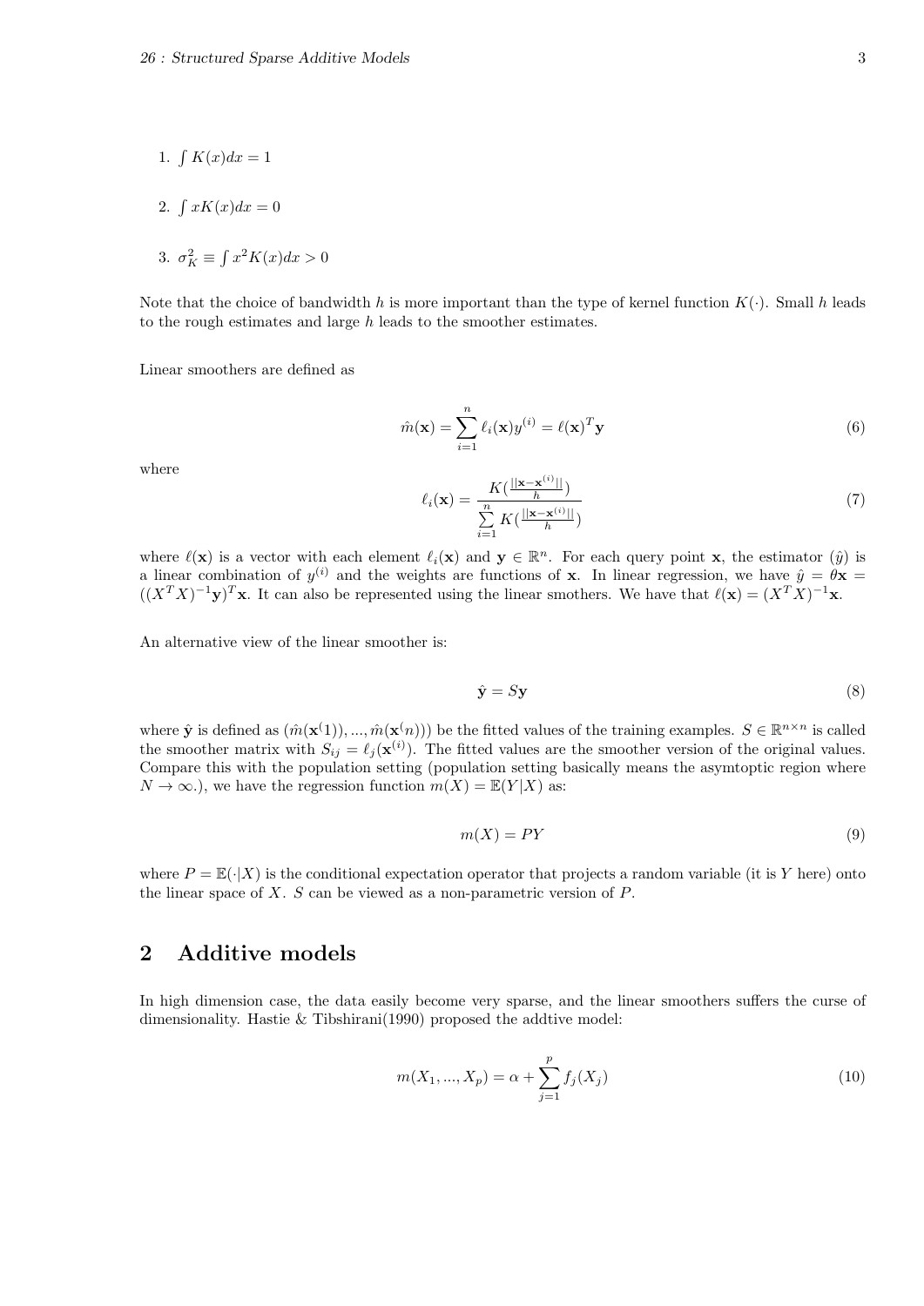1. $\int K(x)dx = 1$

2. $\int xK(x)dx = 0$

3. $\sigma_K^2 \equiv \int x^2 K(x)dx > 0$

Note that the choice of bandwidth $h$ is more important than the type of kernel function $K(\cdot)$. Small $h$ leads to the rough estimates and large $h$ leads to the smoother estimates.

Linear smoothers are defined as

$$\hat{m}(\mathbf{x}) = \sum_{i=1}^{n} \ell_i(\mathbf{x}) y^{(i)} = \ell(\mathbf{x})^T \mathbf{y} \tag{6}$$

where

$$\ell_i(\mathbf{x}) = \frac{K(\frac{||\mathbf{x}-\mathbf{x}^{(i)}||}{h})}{\sum_{i=1}^{n} K(\frac{||\mathbf{x}-\mathbf{x}^{(i)}||}{h})} \tag{7}$$

where $\ell(\mathbf{x})$ is a vector with each element $\ell_i(\mathbf{x})$ and $\mathbf{y} \in \mathbb{R}^n$. For each query point $\mathbf{x}$, the estimator $(\hat{y})$ is a linear combination of $y^{(i)}$ and the weights are functions of $\mathbf{x}$. In linear regression, we have $\hat{y} = \theta\mathbf{x} = ((X^T X)^{-1}\mathbf{y})^T \mathbf{x}$. It can also be represented using the linear smothers. We have that $\ell(\mathbf{x}) = (X^T X)^{-1}\mathbf{x}$.

An alternative view of the linear smoother is:

$$\hat{\mathbf{y}} = S\mathbf{y} \tag{8}$$

where $\hat{\mathbf{y}}$ is defined as $(\hat{m}(\mathbf{x}^(1)), ..., \hat{m}(\mathbf{x}^(n)))$ be the fitted values of the training examples. $S \in \mathbb{R}^{n \times n}$ is called the smoother matrix with $S_{ij} = \ell_j(\mathbf{x}^{(i)})$. The fitted values are the smoother version of the original values. Compare this with the population setting (population setting basically means the asymtoptic region where $N \to \infty$.), we have the regression function $m(X) = \mathbb{E}(Y|X)$ as:

$$m(X) = PY \tag{9}$$

where $P = \mathbb{E}(\cdot|X)$ is the conditional expectation operator that projects a random variable (it is $Y$ here) onto the linear space of $X$. $S$ can be viewed as a non-parametric version of $P$.

## 2 Additive models

In high dimension case, the data easily become very sparse, and the linear smoothers suffers the curse of dimensionality. Hastie & Tibshirani(1990) proposed the addtive model:

$$m(X_1, ..., X_p) = \alpha + \sum_{j=1}^{p} f_j(X_j) \tag{10}$$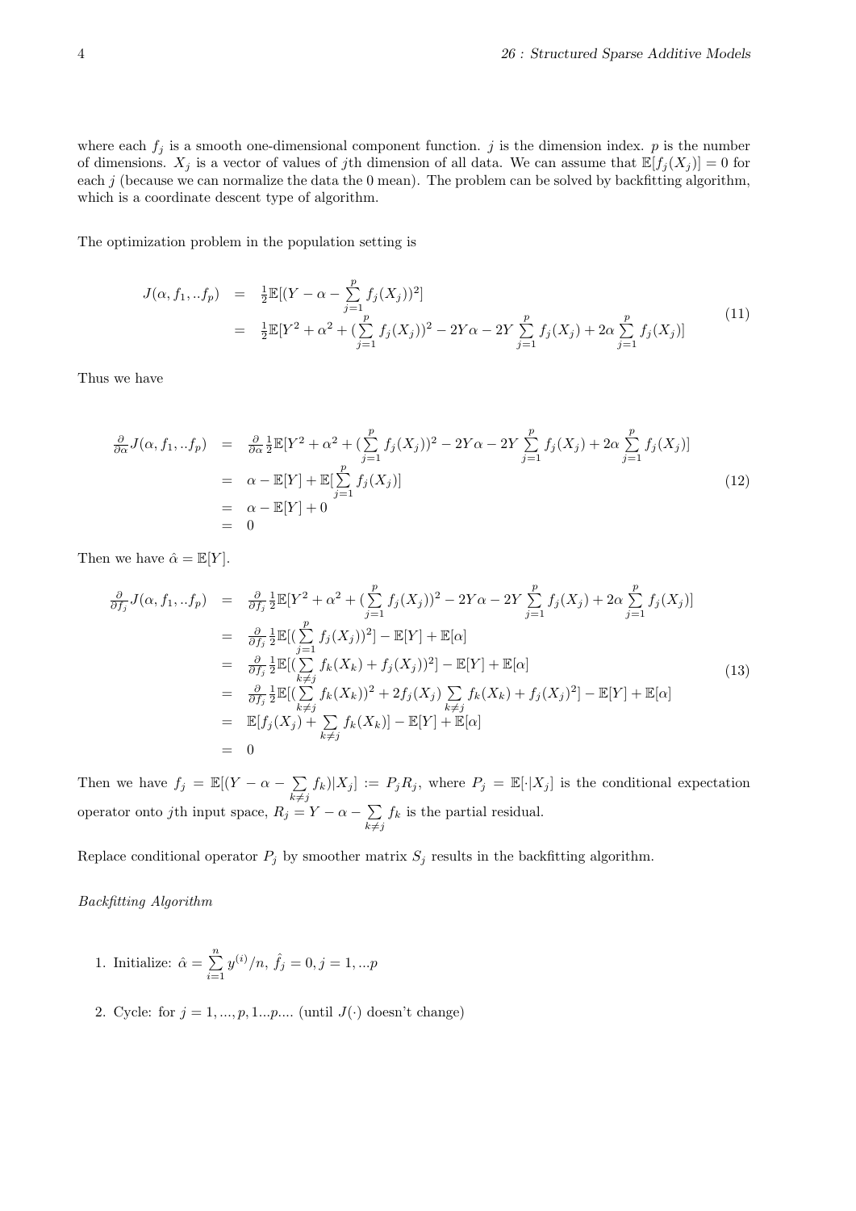where each $f_j$ is a smooth one-dimensional component function. $j$ is the dimension index. $p$ is the number of dimensions. $X_j$ is a vector of values of $j$th dimension of all data. We can assume that $\mathbb{E}[f_j(X_j)] = 0$ for each $j$ (because we can normalize the data the 0 mean). The problem can be solved by backfitting algorithm, which is a coordinate descent type of algorithm.

The optimization problem in the population setting is

$$
\begin{aligned}
J(\alpha, f_1, ..f_p) &= \tfrac{1}{2}\mathbb{E}[(Y - \alpha - \sum_{j=1}^{p} f_j(X_j))^2] \\
&= \tfrac{1}{2}\mathbb{E}[Y^2 + \alpha^2 + (\sum_{j=1}^{p} f_j(X_j))^2 - 2Y\alpha - 2Y\sum_{j=1}^{p} f_j(X_j) + 2\alpha \sum_{j=1}^{p} f_j(X_j)]
\end{aligned} \tag{11}
$$

Thus we have

$$
\begin{aligned}
\tfrac{\partial}{\partial \alpha} J(\alpha, f_1, ..f_p) &= \tfrac{\partial}{\partial \alpha}\tfrac{1}{2}\mathbb{E}[Y^2 + \alpha^2 + (\sum_{j=1}^{p} f_j(X_j))^2 - 2Y\alpha - 2Y\sum_{j=1}^{p} f_j(X_j) + 2\alpha \sum_{j=1}^{p} f_j(X_j)] \\
&= \alpha - \mathbb{E}[Y] + \mathbb{E}[\sum_{j=1}^{p} f_j(X_j)] \\
&= \alpha - \mathbb{E}[Y] + 0 \\
&= 0
\end{aligned} \tag{12}
$$

Then we have $\hat{\alpha} = \mathbb{E}[Y]$.

$$
\begin{aligned}
\tfrac{\partial}{\partial f_j} J(\alpha, f_1, ..f_p) &= \tfrac{\partial}{\partial f_j}\tfrac{1}{2}\mathbb{E}[Y^2 + \alpha^2 + (\sum_{j=1}^{p} f_j(X_j))^2 - 2Y\alpha - 2Y\sum_{j=1}^{p} f_j(X_j) + 2\alpha \sum_{j=1}^{p} f_j(X_j)] \\
&= \tfrac{\partial}{\partial f_j}\tfrac{1}{2}\mathbb{E}[(\sum_{j=1}^{p} f_j(X_j))^2] - \mathbb{E}[Y] + \mathbb{E}[\alpha] \\
&= \tfrac{\partial}{\partial f_j}\tfrac{1}{2}\mathbb{E}[(\sum_{k\neq j} f_k(X_k) + f_j(X_j))^2] - \mathbb{E}[Y] + \mathbb{E}[\alpha] \\
&= \tfrac{\partial}{\partial f_j}\tfrac{1}{2}\mathbb{E}[(\sum_{k\neq j} f_k(X_k))^2 + 2f_j(X_j)\sum_{k\neq j} f_k(X_k) + f_j(X_j)^2] - \mathbb{E}[Y] + \mathbb{E}[\alpha] \\
&= \mathbb{E}[f_j(X_j) + \sum_{k\neq j} f_k(X_k)] - \mathbb{E}[Y] + \mathbb{E}[\alpha] \\
&= 0
\end{aligned} \tag{13}
$$

Then we have $f_j = \mathbb{E}[(Y - \alpha - \sum_{k\neq j} f_k)|X_j] := P_j R_j$, where $P_j = \mathbb{E}[\cdot|X_j]$ is the conditional expectation operator onto $j$th input space, $R_j = Y - \alpha - \sum_{k\neq j} f_k$ is the partial residual.

Replace conditional operator $P_j$ by smoother matrix $S_j$ results in the backfitting algorithm.

*Backfitting Algorithm*

1. Initialize: $\hat{\alpha} = \sum_{i=1}^{n} y^{(i)}/n$, $\hat{f}_j = 0, j = 1, ...p$
2. Cycle: for $j = 1, ..., p, 1...p....$ (until $J(\cdot)$ doesn't change)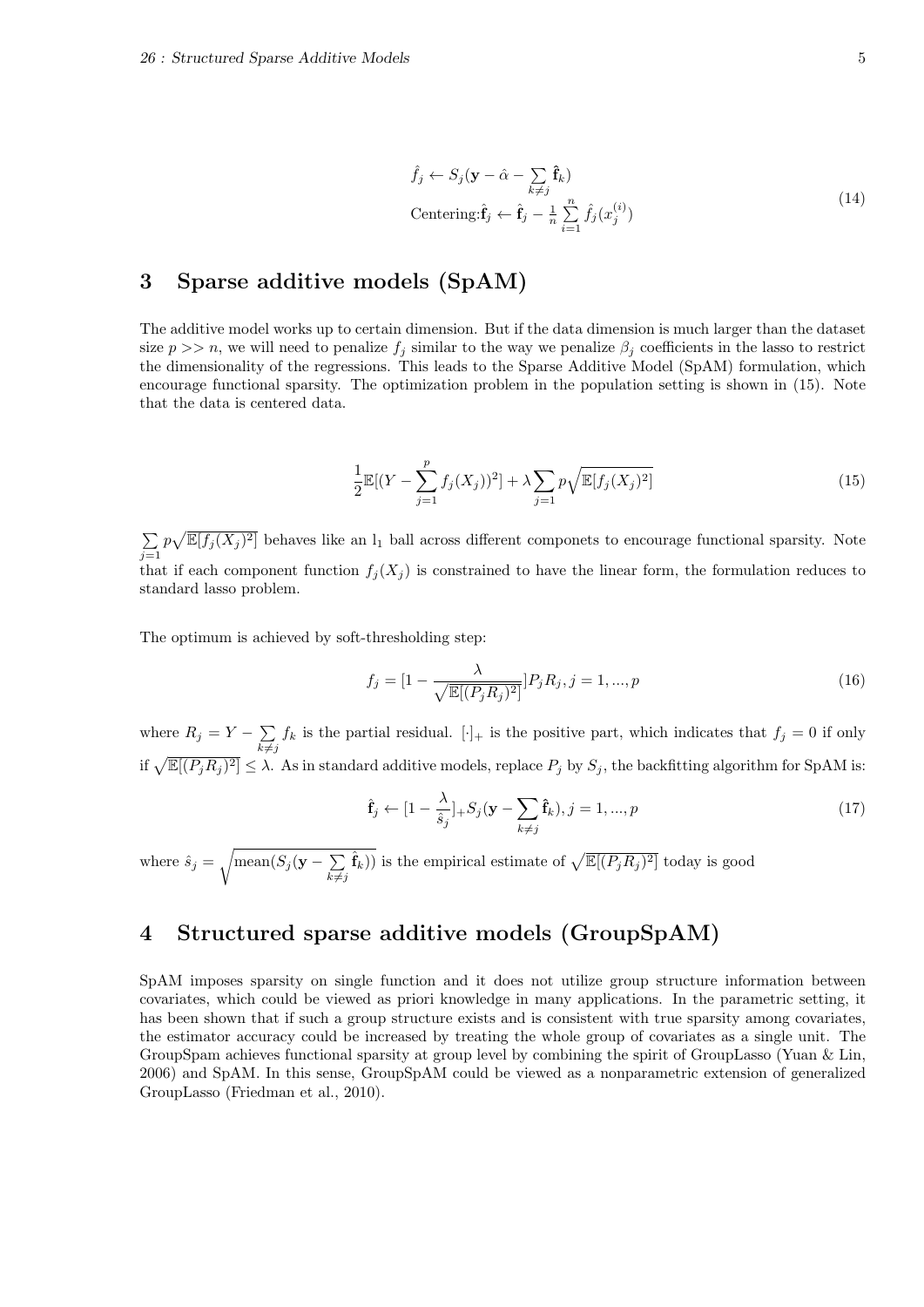$$
\begin{aligned}
&\hat{f}_j \leftarrow S_j(\mathbf{y} - \hat{\alpha} - \sum_{k \neq j} \hat{\mathbf{f}}_k) \\
&\text{Centering:} \hat{\mathbf{f}}_j \leftarrow \hat{\mathbf{f}}_j - \frac{1}{n} \sum_{i=1}^{n} \hat{f}_j(x_j^{(i)})
\end{aligned}
\tag{14}
$$

## 3 Sparse additive models (SpAM)

The additive model works up to certain dimension. But if the data dimension is much larger than the dataset size $p >> n$, we will need to penalize $f_j$ similar to the way we penalize $\beta_j$ coefficients in the lasso to restrict the dimensionality of the regressions. This leads to the Sparse Additive Model (SpAM) formulation, which encourage functional sparsity. The optimization problem in the population setting is shown in (15). Note that the data is centered data.

$$
\frac{1}{2}\mathbb{E}[(Y - \sum_{j=1}^{p} f_j(X_j))^2] + \lambda \sum_{j=1} p \sqrt{\mathbb{E}[f_j(X_j)^2]}
\tag{15}
$$

$\sum_{j=1} p \sqrt{\mathbb{E}[f_j(X_j)^2]}$ behaves like an $l_1$ ball across different componets to encourage functional sparsity. Note that if each component function $f_j(X_j)$ is constrained to have the linear form, the formulation reduces to standard lasso problem.

The optimum is achieved by soft-thresholding step:

$$
f_j = [1 - \frac{\lambda}{\sqrt{\mathbb{E}[(P_j R_j)^2]}}] P_j R_j, j = 1, ..., p
\tag{16}
$$

where $R_j = Y - \sum_{k \neq j} f_k$ is the partial residual. $[\cdot]_+$ is the positive part, which indicates that $f_j = 0$ if only if $\sqrt{\mathbb{E}[(P_j R_j)^2]} \leq \lambda$. As in standard additive models, replace $P_j$ by $S_j$, the backfitting algorithm for SpAM is:

$$
\hat{\mathbf{f}}_j \leftarrow [1 - \frac{\lambda}{\hat{s}_j}]_+ S_j(\mathbf{y} - \sum_{k \neq j} \hat{\mathbf{f}}_k), j = 1, ..., p
\tag{17}
$$

where $\hat{s}_j = \sqrt{\text{mean}(S_j(\mathbf{y} - \sum_{k \neq j} \hat{\mathbf{f}}_k))}$ is the empirical estimate of $\sqrt{\mathbb{E}[(P_j R_j)^2]}$ today is good

## 4 Structured sparse additive models (GroupSpAM)

SpAM imposes sparsity on single function and it does not utilize group structure information between covariates, which could be viewed as priori knowledge in many applications. In the parametric setting, it has been shown that if such a group structure exists and is consistent with true sparsity among covariates, the estimator accuracy could be increased by treating the whole group of covariates as a single unit. The GroupSpam achieves functional sparsity at group level by combining the spirit of GroupLasso (Yuan & Lin, 2006) and SpAM. In this sense, GroupSpAM could be viewed as a nonparametric extension of generalized GroupLasso (Friedman et al., 2010).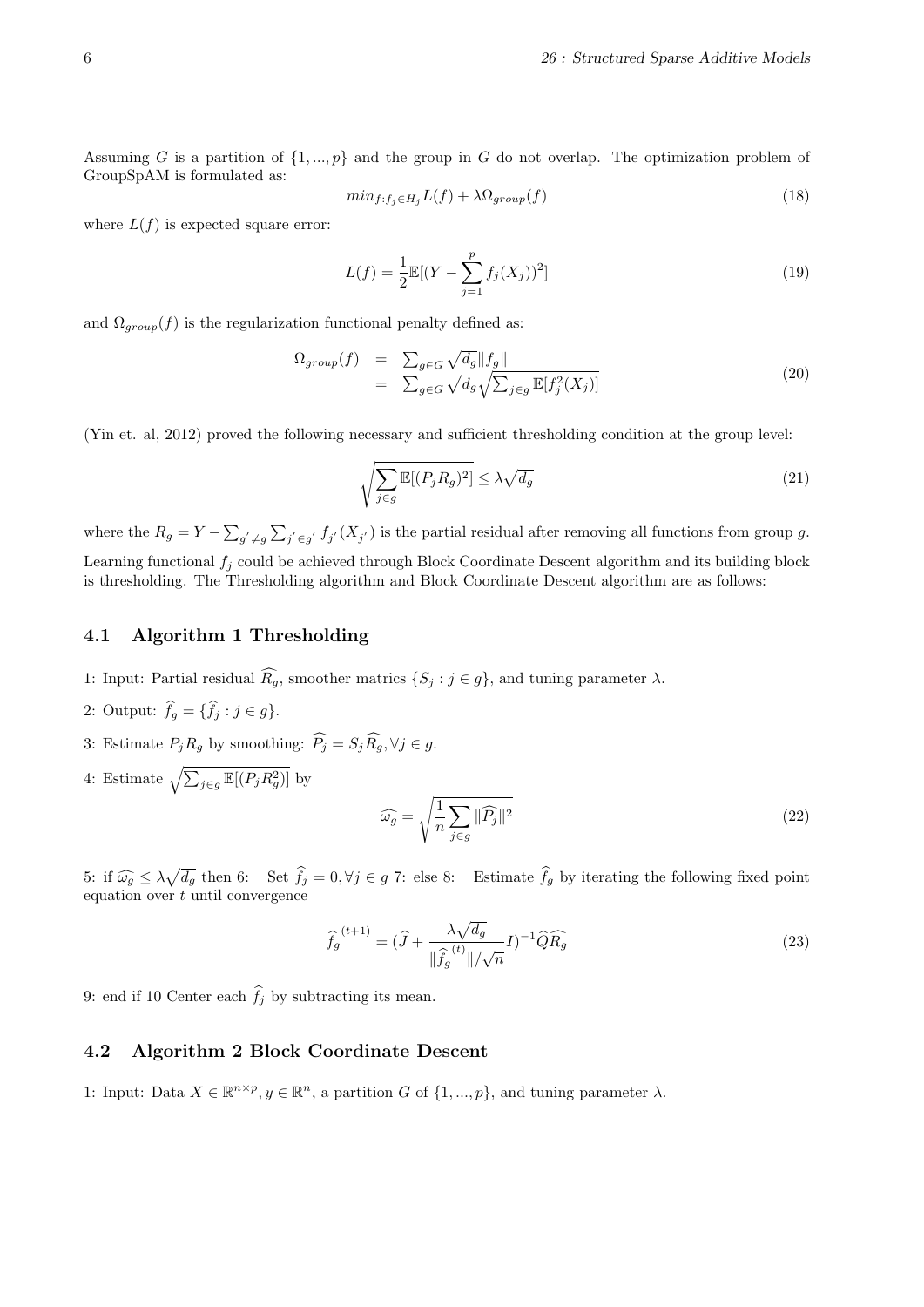Assuming $G$ is a partition of $\{1, ..., p\}$ and the group in $G$ do not overlap. The optimization problem of GroupSpAM is formulated as:

$$min_{f:f_j \in H_j} L(f) + \lambda \Omega_{group}(f) \tag{18}$$

where $L(f)$ is expected square error:

$$L(f) = \frac{1}{2}\mathbb{E}[(Y - \sum_{j=1}^{p} f_j(X_j))^2] \tag{19}$$

and $\Omega_{group}(f)$ is the regularization functional penalty defined as:

$$\begin{aligned} \Omega_{group}(f) &= \sum_{g \in G} \sqrt{d_g} \|f_g\| \\ &= \sum_{g \in G} \sqrt{d_g} \sqrt{\sum_{j \in g} \mathbb{E}[f_j^2(X_j)]} \end{aligned} \tag{20}$$

(Yin et. al, 2012) proved the following necessary and sufficient thresholding condition at the group level:

$$\sqrt{\sum_{j \in g} \mathbb{E}[(P_j R_g)^2]} \leq \lambda \sqrt{d_g} \tag{21}$$

where the $R_g = Y - \sum_{g' \neq g} \sum_{j' \in g'} f_{j'}(X_{j'})$ is the partial residual after removing all functions from group $g$. Learning functional $f_j$ could be achieved through Block Coordinate Descent algorithm and its building block is thresholding. The Thresholding algorithm and Block Coordinate Descent algorithm are as follows:

## 4.1 Algorithm 1 Thresholding

1: Input: Partial residual $\widehat{R_g}$, smoother matrics $\{S_j : j \in g\}$, and tuning parameter $\lambda$.

2: Output: $\widehat{f}_g = \{\widehat{f}_j : j \in g\}$.

3: Estimate $P_j R_g$ by smoothing: $\widehat{P_j} = S_j \widehat{R_g}, \forall j \in g$.

4: Estimate $\sqrt{\sum_{j \in g} \mathbb{E}[(P_j R_g^2)]}$ by

$$\widehat{\omega_g} = \sqrt{\frac{1}{n} \sum_{j \in g} \|\widehat{P_j}\|^2} \tag{22}$$

5: if $\widehat{\omega_g} \leq \lambda \sqrt{d_g}$ then 6: Set $\widehat{f}_j = 0, \forall j \in g$ 7: else 8: Estimate $\widehat{f}_g$ by iterating the following fixed point equation over $t$ until convergence

$$\widehat{f}_g^{(t+1)} = (\widehat{J} + \frac{\lambda \sqrt{d_g}}{\|\widehat{f}_g^{(t)}\|/\sqrt{n}} I)^{-1} \widehat{Q} \widehat{R_g} \tag{23}$$

9: end if 10 Center each $\widehat{f}_j$ by subtracting its mean.

## 4.2 Algorithm 2 Block Coordinate Descent

1: Input: Data $X \in \mathbb{R}^{n \times p}, y \in \mathbb{R}^n$, a partition $G$ of $\{1, ..., p\}$, and tuning parameter $\lambda$.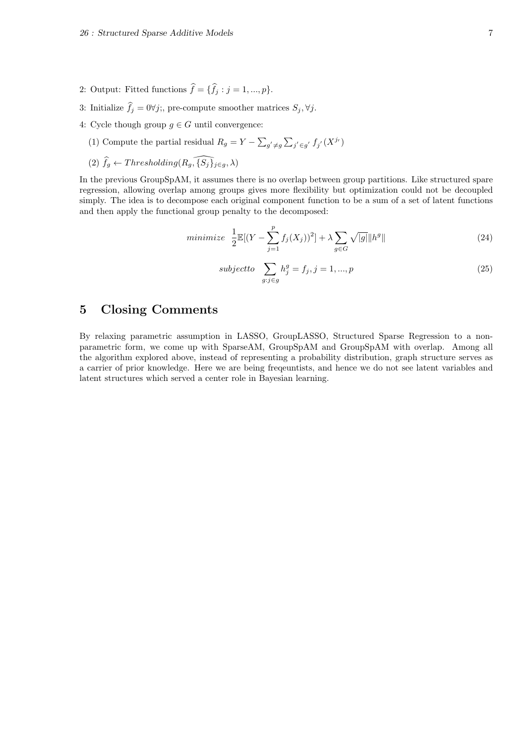2: Output: Fitted functions $\widehat{f} = \{\widehat{f}_j : j = 1, ..., p\}$.

3: Initialize $\widehat{f}_j = 0 \forall j$;, pre-compute smoother matrices $S_j, \forall j$.

4: Cycle though group $g \in G$ until convergence:

(1) Compute the partial residual $R_g = Y - \sum_{g' \neq g} \sum_{j' \in g'} f_{j'}(X^{j_{\prime}})$

(2) $\widehat{f}_g \leftarrow Thresholding(R_g, \widehat{\{S_j\}}_{j \in g}, \lambda)$

In the previous GroupSpAM, it assumes there is no overlap between group partitions. Like structured spare regression, allowing overlap among groups gives more flexibility but optimization could not be decoupled simply. The idea is to decompose each original component function to be a sum of a set of latent functions and then apply the functional group penalty to the decomposed:

$$minimize \quad \frac{1}{2}\mathbb{E}[(Y - \sum_{j=1}^{p} f_j(X_j))^2] + \lambda \sum_{g \in G} \sqrt{|g|} \|h^g\| \tag{24}$$

$$subjectto \quad \sum_{g: j \in g} h_j^g = f_j, j = 1, ..., p \tag{25}$$

# 5 Closing Comments

By relaxing parametric assumption in LASSO, GroupLASSO, Structured Sparse Regression to a non-parametric form, we come up with SparseAM, GroupSpAM and GroupSpAM with overlap. Among all the algorithm explored above, instead of representing a probability distribution, graph structure serves as a carrier of prior knowledge. Here we are being freqeuntists, and hence we do not see latent variables and latent structures which served a center role in Bayesian learning.